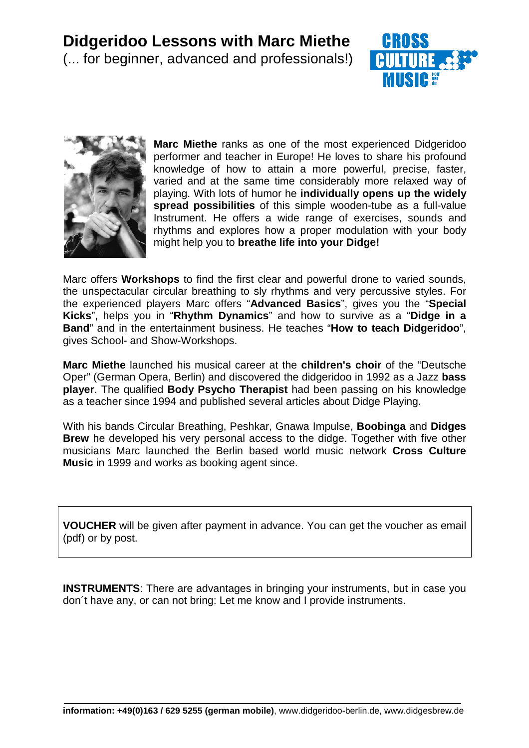# Didgeridoo Lessons with Marc Miethe

(... for beginner, advanced and professionals!)

**Marc Miethe** ranks as one of the most experienced Didgeridoo performer and teacher in Europe! He loves to share his profound knowledge of how to attain a more powerful, precise, faster, varied and at the same time considerably more relaxed way of playing. With lots of humor he **individually opens up the widely spread possibilities** of this simple wooden-tube as a full-value Instrument. He offers a wide range of exercises, sounds and rhythms and explores how a proper modulation with your body might help you to **breathe life into your Didge!**

Marc offers **Workshops** to find the first clear and powerful drone to varied sounds, the unspectacular circular breathing to sly rhythms and very percussive styles. For the experienced players Marc offers "**Advanced Basics**", gives you the "**Special Kicks**", helps you in "**Rhythm Dynamics**" and how to survive as a "**Didge in a Band**" and in the entertainment business. He teaches "**How to teach Didgeridoo**", gives School- and Show-Workshops.

**Marc Miethe** launched his musical career at the **children's choir** of the "Deutsche Oper" (German Opera, Berlin) and discovered the didgeridoo in 1992 as a Jazz **bass player**. The qualified **Body Psycho Therapist** had been passing on his knowledge as a teacher since 1994 and published several articles about Didge Playing.

With his bands Circular Breathing, Peshkar, Gnawa Impulse, **Boobinga** and **Didges Brew** he developed his very personal access to the didge. Together with five other musicians Marc launched the Berlin based world music network **Cross Culture Music** in 1999 and works as booking agent since.

**VOUCHER** will be given after payment in advance. You can get the voucher as email (pdf) or by post.

**INSTRUMENTS**: There are advantages in bringing your instruments, but in case you don´t have any, or can not bring: Let me know and I provide instruments.

**information: +49(0)163 / 629 5255 (german mobile)**, www.didgeridoo-berlin.de, www.didgesbrew.de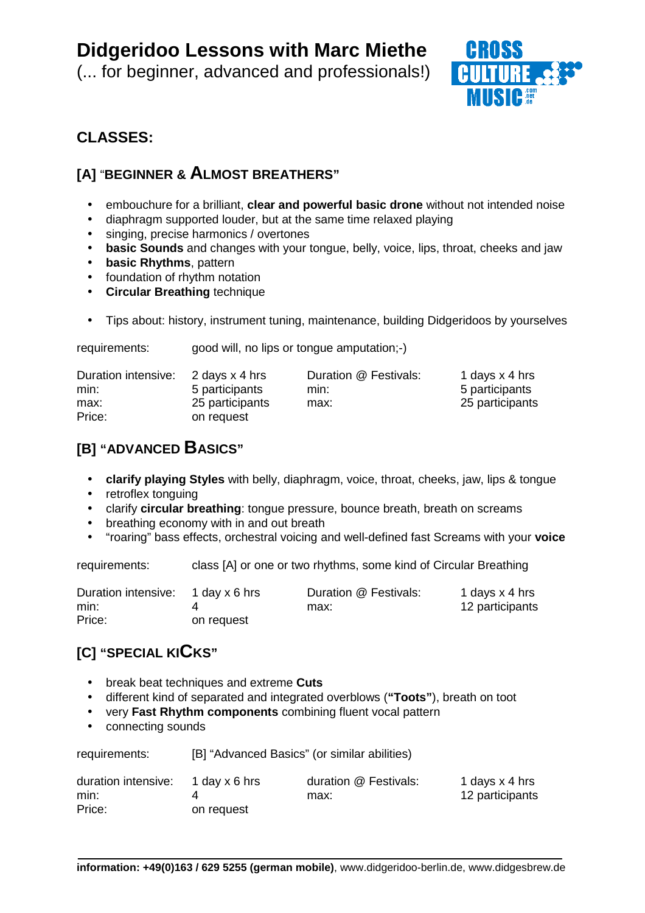# Didgeridoo Lessons with Marc Miethe

(... for beginner, advanced and professionals!)

## CLASSES:

### [A] "BEGINNER & ALMOST BREATHERS"

- embouchure for a brilliant, **clear and powerful basic drone** without not intended noise
- diaphragm supported louder, but at the same time relaxed playing
- singing, precise harmonics / overtones
- **basic Sounds** and changes with your tongue, belly, voice, lips, throat, cheeks and jaw
- **basic Rhythms**, pattern
- foundation of rhythm notation
- **Circular Breathing** technique

- Tips about: history, instrument tuning, maintenance, building Didgeridoos by yourselves

requirements: good will, no lips or tongue amputation;-)

| | | | |
|---|---|---|---|
| Duration intensive: | 2 days x 4 hrs | Duration @ Festivals: | 1 days x 4 hrs |
| min: | 5 participants | min: | 5 participants |
| max: | 25 participants | max: | 25 participants |
| Price: | on request | | |

### [B] "ADVANCED BASICS"

- **clarify playing Styles** with belly, diaphragm, voice, throat, cheeks, jaw, lips & tongue
- retroflex tonguing
- clarify **circular breathing**: tongue pressure, bounce breath, breath on screams
- breathing economy with in and out breath
- "roaring" bass effects, orchestral voicing and well-defined fast Screams with your **voice**

requirements: class [A] or one or two rhythms, some kind of Circular Breathing

| | | | |
|---|---|---|---|
| Duration intensive: | 1 day x 6 hrs | Duration @ Festivals: | 1 days x 4 hrs |
| min: | 4 | max: | 12 participants |
| Price: | on request | | |

### [C] "SPECIAL KICKS"

- break beat techniques and extreme **Cuts**
- different kind of separated and integrated overblows (**"Toots"**), breath on toot
- very **Fast Rhythm components** combining fluent vocal pattern
- connecting sounds

requirements: [B] "Advanced Basics" (or similar abilities)

| | | | |
|---|---|---|---|
| duration intensive: | 1 day x 6 hrs | duration @ Festivals: | 1 days x 4 hrs |
| min: | 4 | max: | 12 participants |
| Price: | on request | | |

**information: +49(0)163 / 629 5255 (german mobile)**, www.didgeridoo-berlin.de, www.didgesbrew.de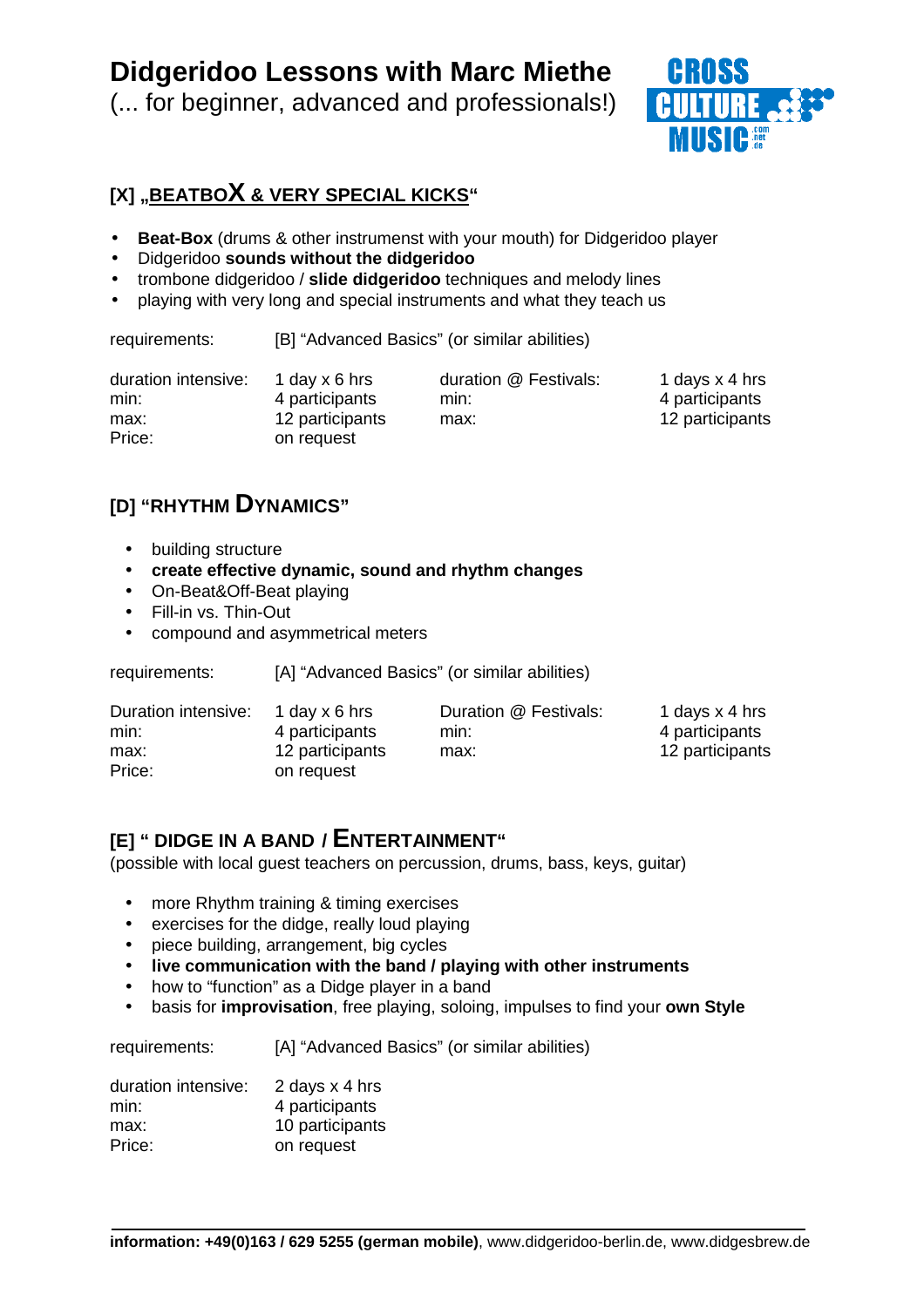# Didgeridoo Lessons with Marc Miethe

(... for beginner, advanced and professionals!)

CROSS CULTURE MUSIC .com .net .de

## [X] „BEATBOX & VERY SPECIAL KICKS"

- **Beat-Box** (drums & other instrumenst with your mouth) for Didgeridoo player
- Didgeridoo **sounds without the didgeridoo**
- trombone didgeridoo / **slide didgeridoo** techniques and melody lines
- playing with very long and special instruments and what they teach us

requirements: [B] "Advanced Basics" (or similar abilities)

| | | | |
|---|---|---|---|
| duration intensive: | 1 day x 6 hrs | duration @ Festivals: | 1 days x 4 hrs |
| min: | 4 participants | min: | 4 participants |
| max: | 12 participants | max: | 12 participants |
| Price: | on request | | |

## [D] "RHYTHM DYNAMICS"

- building structure
- **create effective dynamic, sound and rhythm changes**
- On-Beat&Off-Beat playing
- Fill-in vs. Thin-Out
- compound and asymmetrical meters

requirements: [A] "Advanced Basics" (or similar abilities)

| | | | |
|---|---|---|---|
| Duration intensive: | 1 day x 6 hrs | Duration @ Festivals: | 1 days x 4 hrs |
| min: | 4 participants | min: | 4 participants |
| max: | 12 participants | max: | 12 participants |
| Price: | on request | | |

## [E] " DIDGE IN A BAND / ENTERTAINMENT"

(possible with local guest teachers on percussion, drums, bass, keys, guitar)

- more Rhythm training & timing exercises
- exercises for the didge, really loud playing
- piece building, arrangement, big cycles
- **live communication with the band / playing with other instruments**
- how to "function" as a Didge player in a band
- basis for **improvisation**, free playing, soloing, impulses to find your **own Style**

requirements: [A] "Advanced Basics" (or similar abilities)

| | |
|---|---|
| duration intensive: | 2 days x 4 hrs |
| min: | 4 participants |
| max: | 10 participants |
| Price: | on request |

**information: +49(0)163 / 629 5255 (german mobile)**, www.didgeridoo-berlin.de, www.didgesbrew.de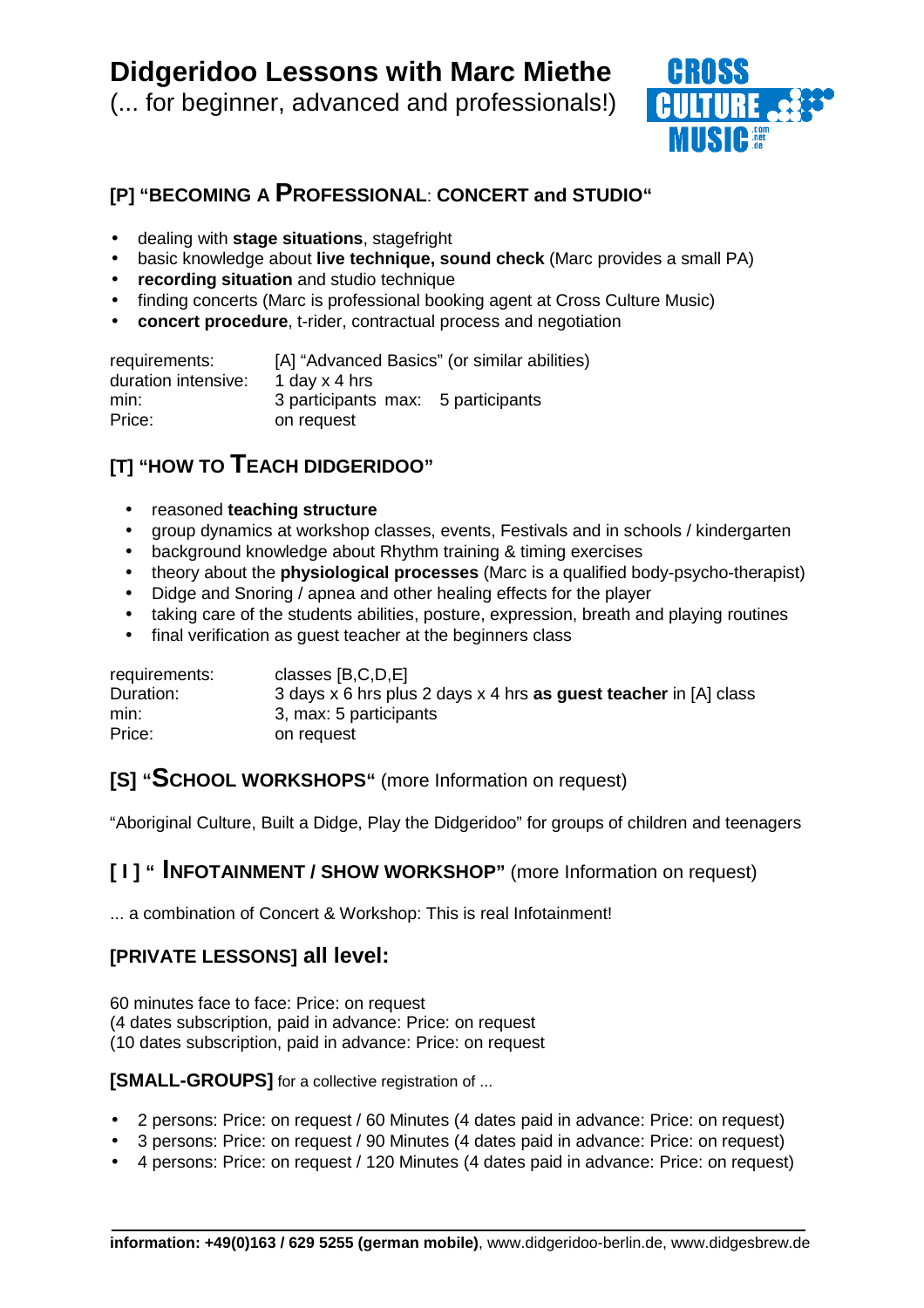# Didgeridoo Lessons with Marc Miethe

(... for beginner, advanced and professionals!)

CROSS CULTURE MUSIC .com .net .de

## [P] "BECOMING A PROFESSIONAL: CONCERT and STUDIO"

- dealing with **stage situations**, stagefright
- basic knowledge about **live technique, sound check** (Marc provides a small PA)
- **recording situation** and studio technique
- finding concerts (Marc is professional booking agent at Cross Culture Music)
- **concert procedure**, t-rider, contractual process and negotiation

| | | | |
|---|---|---|---|
| requirements: | [A] "Advanced Basics" (or similar abilities) | | |
| duration intensive: | 1 day x 4 hrs | | |
| min: | 3 participants | max: | 5 participants |
| Price: | on request | | |

## [T] "HOW TO TEACH DIDGERIDOO"

- reasoned **teaching structure**
- group dynamics at workshop classes, events, Festivals and in schools / kindergarten
- background knowledge about Rhythm training & timing exercises
- theory about the **physiological processes** (Marc is a qualified body-psycho-therapist)
- Didge and Snoring / apnea and other healing effects for the player
- taking care of the students abilities, posture, expression, breath and playing routines
- final verification as guest teacher at the beginners class

| | |
|---|---|
| requirements: | classes [B,C,D,E] |
| Duration: | 3 days x 6 hrs plus 2 days x 4 hrs **as guest teacher** in [A] class |
| min: | 3, max: 5 participants |
| Price: | on request |

## [S] "SCHOOL WORKSHOPS" (more Information on request)

"Aboriginal Culture, Built a Didge, Play the Didgeridoo" for groups of children and teenagers

## [ I ] " INFOTAINMENT / SHOW WORKSHOP" (more Information on request)

... a combination of Concert & Workshop: This is real Infotainment!

## [PRIVATE LESSONS] all level:

60 minutes face to face: Price: on request
(4 dates subscription, paid in advance: Price: on request
(10 dates subscription, paid in advance: Price: on request

**[SMALL-GROUPS]** for a collective registration of ...

- 2 persons: Price: on request / 60 Minutes (4 dates paid in advance: Price: on request)
- 3 persons: Price: on request / 90 Minutes (4 dates paid in advance: Price: on request)
- 4 persons: Price: on request / 120 Minutes (4 dates paid in advance: Price: on request)

**information: +49(0)163 / 629 5255 (german mobile)**, www.didgeridoo-berlin.de, www.didgesbrew.de